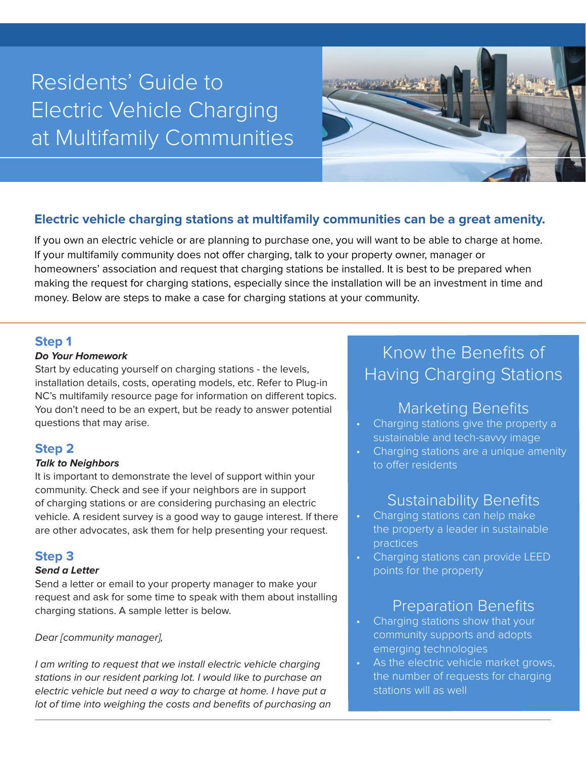# Residents' Guide to Electric Vehicle Charging at Multifamily Communities

**Electric vehicle charging stations at multifamily communities can be a great amenity.**

If you own an electric vehicle or are planning to purchase one, you will want to be able to charge at home. If your multifamily community does not offer charging, talk to your property owner, manager or homeowners' association and request that charging stations be installed. It is best to be prepared when making the request for charging stations, especially since the installation will be an investment in time and money. Below are steps to make a case for charging stations at your community.

## Step 1

***Do Your Homework***

Start by educating yourself on charging stations - the levels, installation details, costs, operating models, etc. Refer to Plug-in NC's multifamily resource page for information on different topics. You don't need to be an expert, but be ready to answer potential questions that may arise.

## Step 2

***Talk to Neighbors***

It is important to demonstrate the level of support within your community. Check and see if your neighbors are in support of charging stations or are considering purchasing an electric vehicle. A resident survey is a good way to gauge interest. If there are other advocates, ask them for help presenting your request.

## Step 3

***Send a Letter***

Send a letter or email to your property manager to make your request and ask for some time to speak with them about installing charging stations. A sample letter is below.

*Dear [community manager],*

*I am writing to request that we install electric vehicle charging stations in our resident parking lot. I would like to purchase an electric vehicle but need a way to charge at home. I have put a lot of time into weighing the costs and benefits of purchasing an*

## Know the Benefits of Having Charging Stations

### Marketing Benefits

- Charging stations give the property a sustainable and tech-savvy image
- Charging stations are a unique amenity to offer residents

### Sustainability Benefits

- Charging stations can help make the property a leader in sustainable practices
- Charging stations can provide LEED points for the property

### Preparation Benefits

- Charging stations show that your community supports and adopts emerging technologies
- As the electric vehicle market grows, the number of requests for charging stations will as well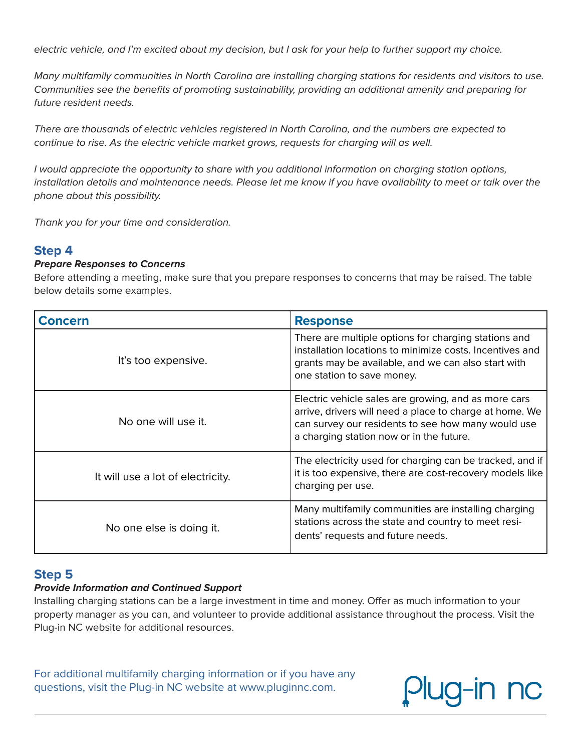*electric vehicle, and I'm excited about my decision, but I ask for your help to further support my choice.*

*Many multifamily communities in North Carolina are installing charging stations for residents and visitors to use. Communities see the benefits of promoting sustainability, providing an additional amenity and preparing for future resident needs.*

*There are thousands of electric vehicles registered in North Carolina, and the numbers are expected to continue to rise. As the electric vehicle market grows, requests for charging will as well.*

*I would appreciate the opportunity to share with you additional information on charging station options, installation details and maintenance needs. Please let me know if you have availability to meet or talk over the phone about this possibility.*

*Thank you for your time and consideration.*

## Step 4

***Prepare Responses to Concerns***

Before attending a meeting, make sure that you prepare responses to concerns that may be raised. The table below details some examples.

| Concern | Response |
|---|---|
| It's too expensive. | There are multiple options for charging stations and installation locations to minimize costs. Incentives and grants may be available, and we can also start with one station to save money. |
| No one will use it. | Electric vehicle sales are growing, and as more cars arrive, drivers will need a place to charge at home. We can survey our residents to see how many would use a charging station now or in the future. |
| It will use a lot of electricity. | The electricity used for charging can be tracked, and if it is too expensive, there are cost-recovery models like charging per use. |
| No one else is doing it. | Many multifamily communities are installing charging stations across the state and country to meet residents' requests and future needs. |

## Step 5

***Provide Information and Continued Support***

Installing charging stations can be a large investment in time and money. Offer as much information to your property manager as you can, and volunteer to provide additional assistance throughout the process. Visit the Plug-in NC website for additional resources.

For additional multifamily charging information or if you have any questions, visit the Plug-in NC website at www.pluginnc.com.

Plug-in nc